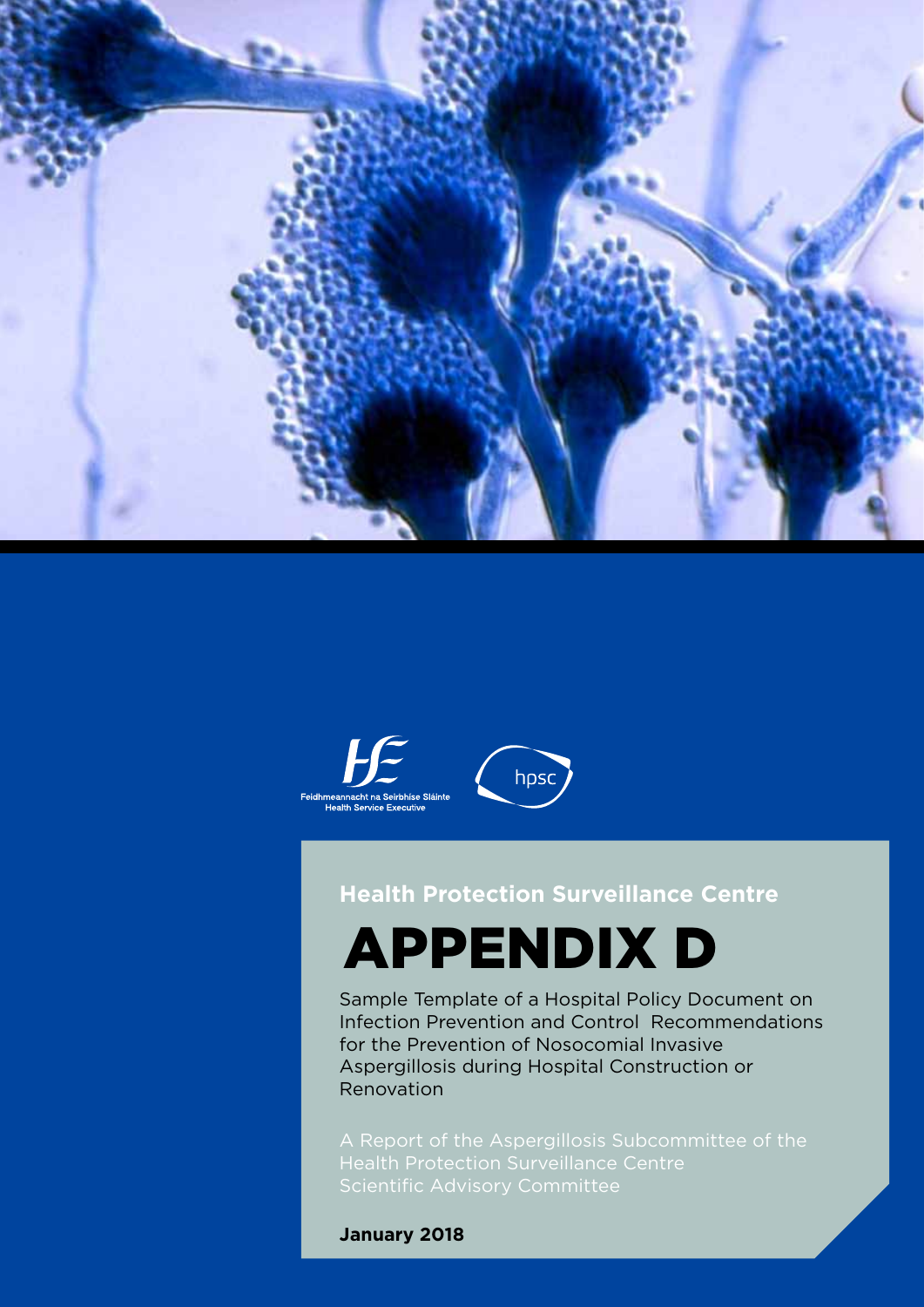Feidhmeannacht na Seirbhíse Sláinte
Health Service Executive

hpsc

**Health Protection Surveillance Centre**

# APPENDIX D

Sample Template of a Hospital Policy Document on Infection Prevention and Control Recommendations for the Prevention of Nosocomial Invasive Aspergillosis during Hospital Construction or Renovation

A Report of the Aspergillosis Subcommittee of the Health Protection Surveillance Centre Scientific Advisory Committee

**January 2018**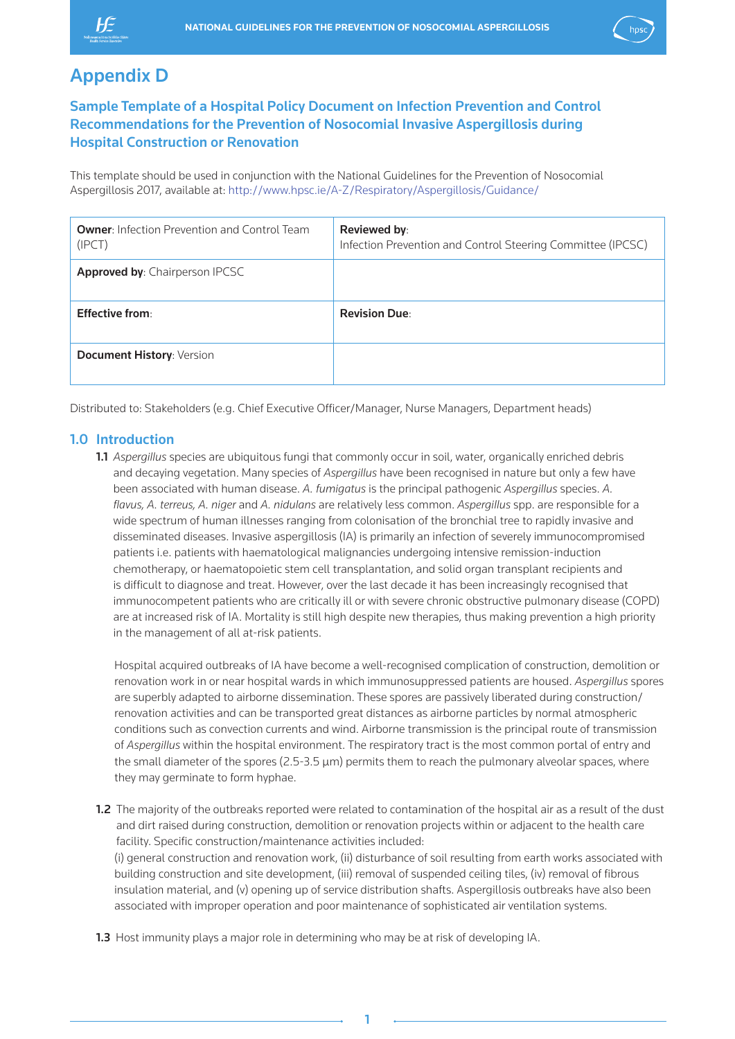# Appendix D

## Sample Template of a Hospital Policy Document on Infection Prevention and Control Recommendations for the Prevention of Nosocomial Invasive Aspergillosis during Hospital Construction or Renovation

This template should be used in conjunction with the National Guidelines for the Prevention of Nosocomial Aspergillosis 2017, available at: http://www.hpsc.ie/A-Z/Respiratory/Aspergillosis/Guidance/

| **Owner**: Infection Prevention and Control Team (IPCT) | **Reviewed by**: Infection Prevention and Control Steering Committee (IPCSC) |
|---|---|
| **Approved by**: Chairperson IPCSC | |
| **Effective from**: | **Revision Due**: |
| **Document History**: Version | |

Distributed to: Stakeholders (e.g. Chief Executive Officer/Manager, Nurse Managers, Department heads)

## 1.0 Introduction

**1.1** *Aspergillus* species are ubiquitous fungi that commonly occur in soil, water, organically enriched debris and decaying vegetation. Many species of *Aspergillus* have been recognised in nature but only a few have been associated with human disease. *A. fumigatus* is the principal pathogenic *Aspergillus* species. *A. flavus, A. terreus, A. niger* and *A. nidulans* are relatively less common. *Aspergillus* spp. are responsible for a wide spectrum of human illnesses ranging from colonisation of the bronchial tree to rapidly invasive and disseminated diseases. Invasive aspergillosis (IA) is primarily an infection of severely immunocompromised patients i.e. patients with haematological malignancies undergoing intensive remission-induction chemotherapy, or haematopoietic stem cell transplantation, and solid organ transplant recipients and is difficult to diagnose and treat. However, over the last decade it has been increasingly recognised that immunocompetent patients who are critically ill or with severe chronic obstructive pulmonary disease (COPD) are at increased risk of IA. Mortality is still high despite new therapies, thus making prevention a high priority in the management of all at-risk patients.

Hospital acquired outbreaks of IA have become a well-recognised complication of construction, demolition or renovation work in or near hospital wards in which immunosuppressed patients are housed. *Aspergillus* spores are superbly adapted to airborne dissemination. These spores are passively liberated during construction/renovation activities and can be transported great distances as airborne particles by normal atmospheric conditions such as convection currents and wind. Airborne transmission is the principal route of transmission of *Aspergillus* within the hospital environment. The respiratory tract is the most common portal of entry and the small diameter of the spores (2.5-3.5 µm) permits them to reach the pulmonary alveolar spaces, where they may germinate to form hyphae.

**1.2** The majority of the outbreaks reported were related to contamination of the hospital air as a result of the dust and dirt raised during construction, demolition or renovation projects within or adjacent to the health care facility. Specific construction/maintenance activities included:
(i) general construction and renovation work, (ii) disturbance of soil resulting from earth works associated with building construction and site development, (iii) removal of suspended ceiling tiles, (iv) removal of fibrous insulation material, and (v) opening up of service distribution shafts. Aspergillosis outbreaks have also been associated with improper operation and poor maintenance of sophisticated air ventilation systems.

**1.3** Host immunity plays a major role in determining who may be at risk of developing IA.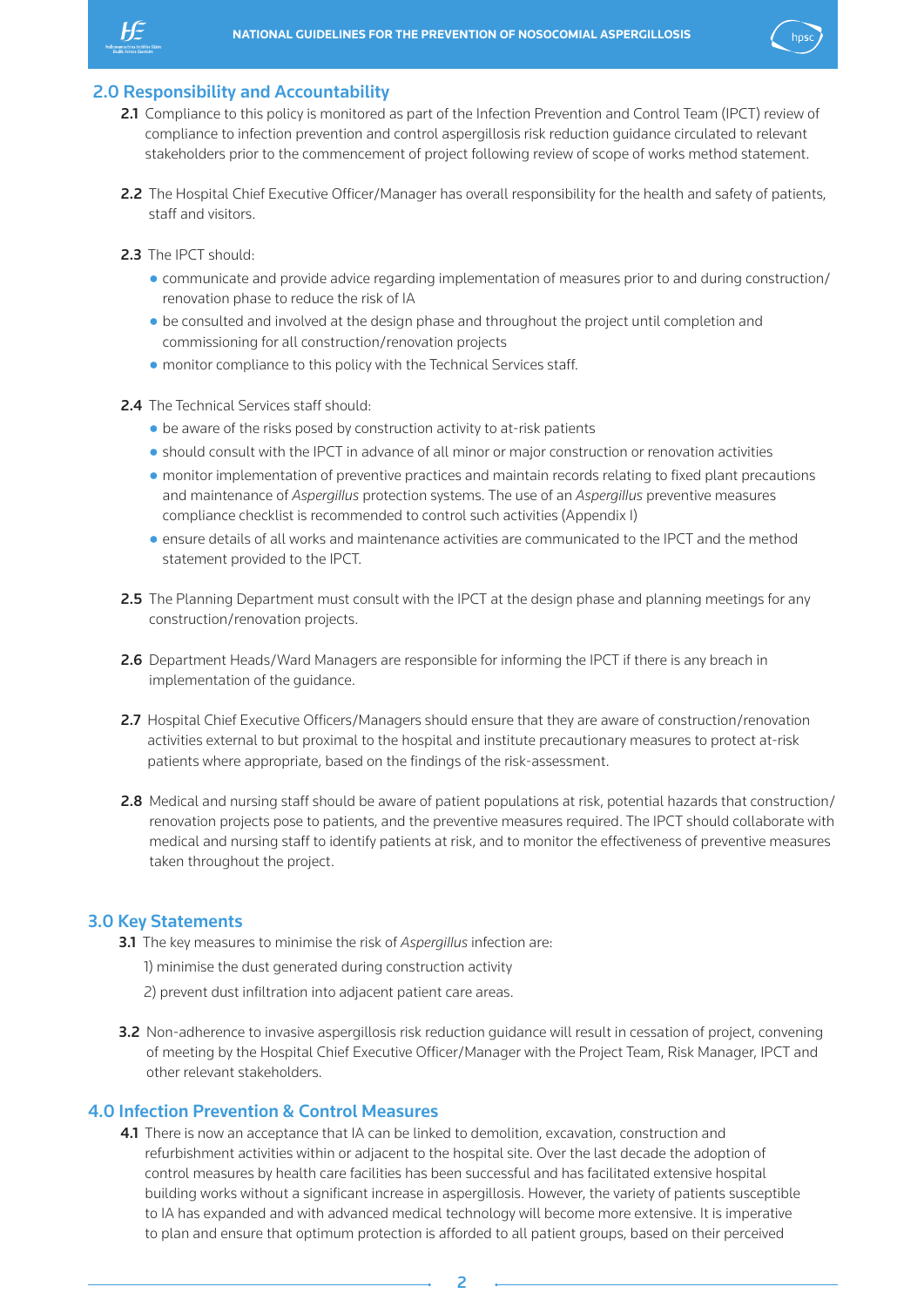## 2.0 Responsibility and Accountability

**2.1** Compliance to this policy is monitored as part of the Infection Prevention and Control Team (IPCT) review of compliance to infection prevention and control aspergillosis risk reduction guidance circulated to relevant stakeholders prior to the commencement of project following review of scope of works method statement.

**2.2** The Hospital Chief Executive Officer/Manager has overall responsibility for the health and safety of patients, staff and visitors.

**2.3** The IPCT should:

- communicate and provide advice regarding implementation of measures prior to and during construction/renovation phase to reduce the risk of IA
- be consulted and involved at the design phase and throughout the project until completion and commissioning for all construction/renovation projects
- monitor compliance to this policy with the Technical Services staff.

**2.4** The Technical Services staff should:

- be aware of the risks posed by construction activity to at-risk patients
- should consult with the IPCT in advance of all minor or major construction or renovation activities
- monitor implementation of preventive practices and maintain records relating to fixed plant precautions and maintenance of *Aspergillus* protection systems. The use of an *Aspergillus* preventive measures compliance checklist is recommended to control such activities (Appendix I)
- ensure details of all works and maintenance activities are communicated to the IPCT and the method statement provided to the IPCT.

**2.5** The Planning Department must consult with the IPCT at the design phase and planning meetings for any construction/renovation projects.

**2.6** Department Heads/Ward Managers are responsible for informing the IPCT if there is any breach in implementation of the guidance.

**2.7** Hospital Chief Executive Officers/Managers should ensure that they are aware of construction/renovation activities external to but proximal to the hospital and institute precautionary measures to protect at-risk patients where appropriate, based on the findings of the risk-assessment.

**2.8** Medical and nursing staff should be aware of patient populations at risk, potential hazards that construction/renovation projects pose to patients, and the preventive measures required. The IPCT should collaborate with medical and nursing staff to identify patients at risk, and to monitor the effectiveness of preventive measures taken throughout the project.

## 3.0 Key Statements

**3.1** The key measures to minimise the risk of *Aspergillus* infection are:

1) minimise the dust generated during construction activity

2) prevent dust infiltration into adjacent patient care areas.

**3.2** Non-adherence to invasive aspergillosis risk reduction guidance will result in cessation of project, convening of meeting by the Hospital Chief Executive Officer/Manager with the Project Team, Risk Manager, IPCT and other relevant stakeholders.

## 4.0 Infection Prevention & Control Measures

**4.1** There is now an acceptance that IA can be linked to demolition, excavation, construction and refurbishment activities within or adjacent to the hospital site. Over the last decade the adoption of control measures by health care facilities has been successful and has facilitated extensive hospital building works without a significant increase in aspergillosis. However, the variety of patients susceptible to IA has expanded and with advanced medical technology will become more extensive. It is imperative to plan and ensure that optimum protection is afforded to all patient groups, based on their perceived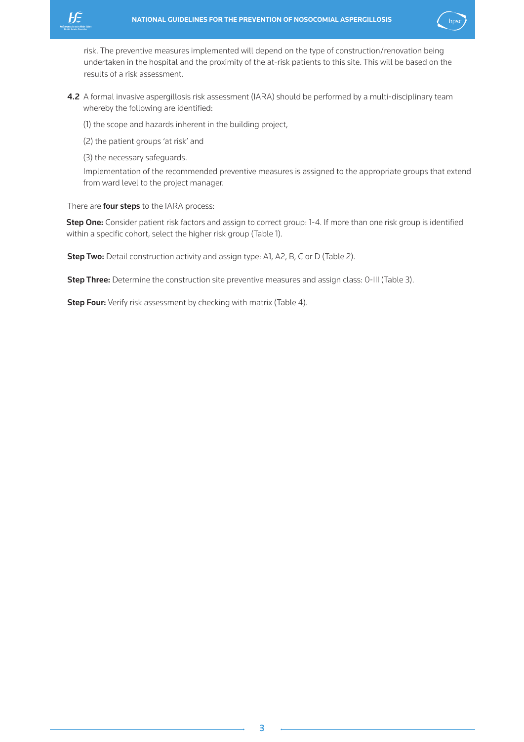risk. The preventive measures implemented will depend on the type of construction/renovation being undertaken in the hospital and the proximity of the at-risk patients to this site. This will be based on the results of a risk assessment.

**4.2** A formal invasive aspergillosis risk assessment (IARA) should be performed by a multi-disciplinary team whereby the following are identified:

(1) the scope and hazards inherent in the building project,

(2) the patient groups 'at risk' and

(3) the necessary safeguards.

Implementation of the recommended preventive measures is assigned to the appropriate groups that extend from ward level to the project manager.

There are **four steps** to the IARA process:

**Step One:** Consider patient risk factors and assign to correct group: 1-4. If more than one risk group is identified within a specific cohort, select the higher risk group (Table 1).

**Step Two:** Detail construction activity and assign type: A1, A2, B, C or D (Table 2).

**Step Three:** Determine the construction site preventive measures and assign class: 0-III (Table 3).

**Step Four:** Verify risk assessment by checking with matrix (Table 4).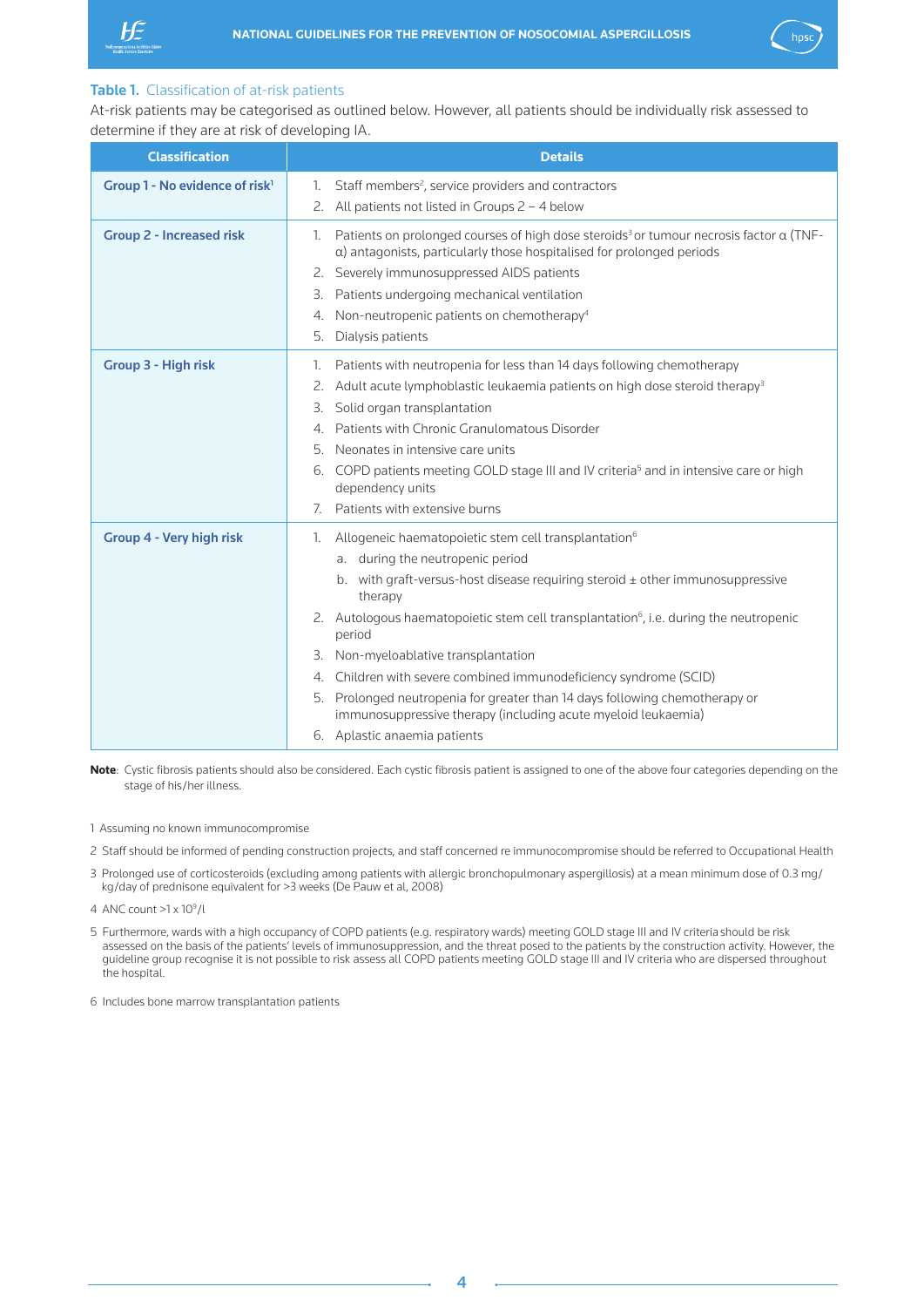**Table 1.** Classification of at-risk patients

At-risk patients may be categorised as outlined below. However, all patients should be individually risk assessed to determine if they are at risk of developing IA.

| Classification | Details |
|---|---|
| **Group 1 - No evidence of risk**[1] | 1. Staff members[2], service providers and contractors<br>2. All patients not listed in Groups 2 – 4 below |
| **Group 2 - Increased risk** | 1. Patients on prolonged courses of high dose steroids[3] or tumour necrosis factor α (TNF-α) antagonists, particularly those hospitalised for prolonged periods<br>2. Severely immunosuppressed AIDS patients<br>3. Patients undergoing mechanical ventilation<br>4. Non-neutropenic patients on chemotherapy[4]<br>5. Dialysis patients |
| **Group 3 - High risk** | 1. Patients with neutropenia for less than 14 days following chemotherapy<br>2. Adult acute lymphoblastic leukaemia patients on high dose steroid therapy[3]<br>3. Solid organ transplantation<br>4. Patients with Chronic Granulomatous Disorder<br>5. Neonates in intensive care units<br>6. COPD patients meeting GOLD stage III and IV criteria[5] and in intensive care or high dependency units<br>7. Patients with extensive burns |
| **Group 4 - Very high risk** | 1. Allogeneic haematopoietic stem cell transplantation[6]<br>a. during the neutropenic period<br>b. with graft-versus-host disease requiring steroid ± other immunosuppressive therapy<br>2. Autologous haematopoietic stem cell transplantation[6], i.e. during the neutropenic period<br>3. Non-myeloablative transplantation<br>4. Children with severe combined immunodeficiency syndrome (SCID)<br>5. Prolonged neutropenia for greater than 14 days following chemotherapy or immunosuppressive therapy (including acute myeloid leukaemia)<br>6. Aplastic anaemia patients |

**Note**: Cystic fibrosis patients should also be considered. Each cystic fibrosis patient is assigned to one of the above four categories depending on the stage of his/her illness.

1 Assuming no known immunocompromise

2 Staff should be informed of pending construction projects, and staff concerned re immunocompromise should be referred to Occupational Health

3 Prolonged use of corticosteroids (excluding among patients with allergic bronchopulmonary aspergillosis) at a mean minimum dose of 0.3 mg/kg/day of prednisone equivalent for >3 weeks (De Pauw et al, 2008)

4 ANC count $>1 \times 10^9/l$

5 Furthermore, wards with a high occupancy of COPD patients (e.g. respiratory wards) meeting GOLD stage III and IV criteria should be risk assessed on the basis of the patients' levels of immunosuppression, and the threat posed to the patients by the construction activity. However, the guideline group recognise it is not possible to risk assess all COPD patients meeting GOLD stage III and IV criteria who are dispersed throughout the hospital.

6 Includes bone marrow transplantation patients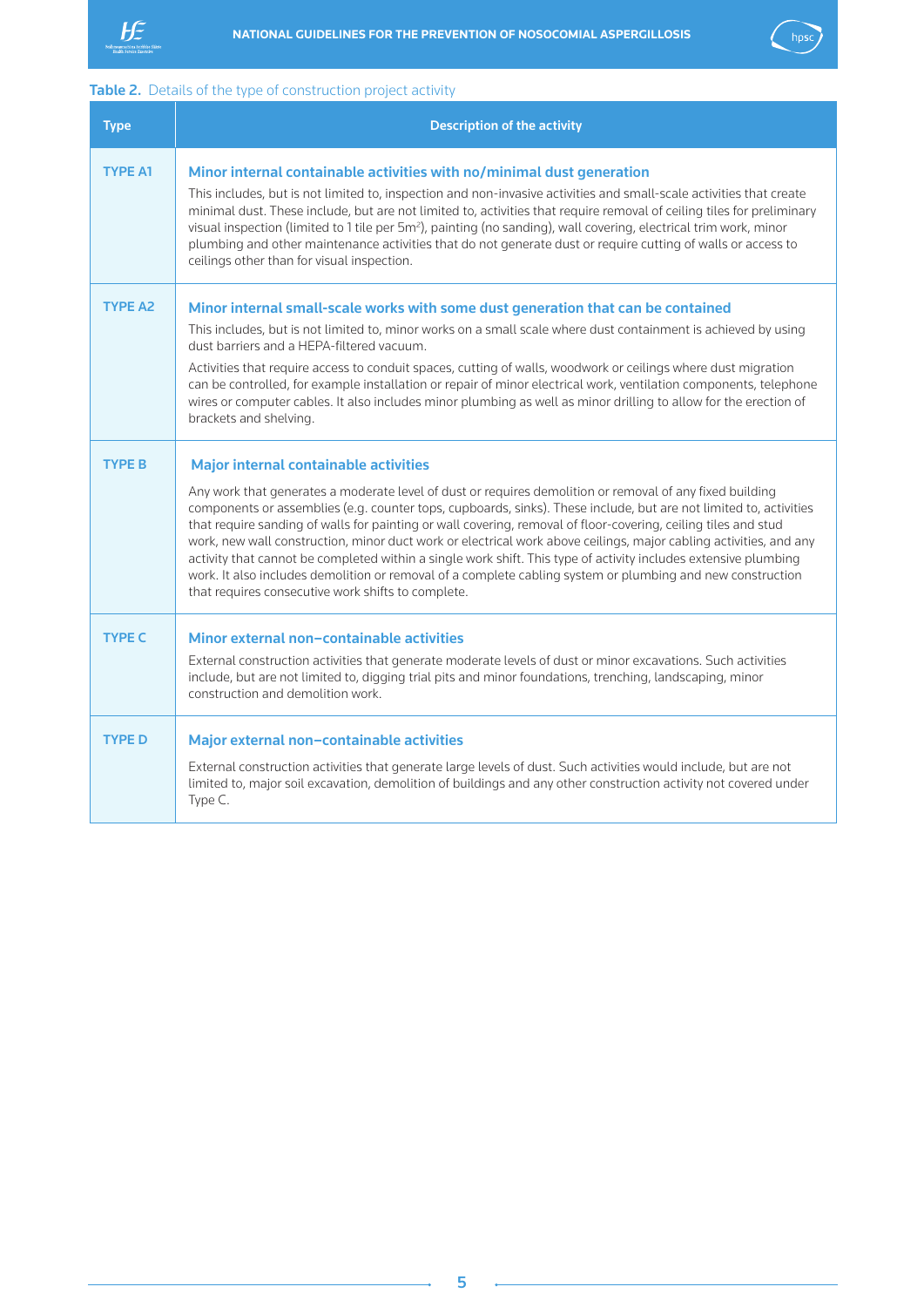**Table 2.** Details of the type of construction project activity

| Type | Description of the activity |
|---|---|
| TYPE A1 | **Minor internal containable activities with no/minimal dust generation**<br>This includes, but is not limited to, inspection and non-invasive activities and small-scale activities that create minimal dust. These include, but are not limited to, activities that require removal of ceiling tiles for preliminary visual inspection (limited to 1 tile per $5m^2$), painting (no sanding), wall covering, electrical trim work, minor plumbing and other maintenance activities that do not generate dust or require cutting of walls or access to ceilings other than for visual inspection. |
| TYPE A2 | **Minor internal small-scale works with some dust generation that can be contained**<br>This includes, but is not limited to, minor works on a small scale where dust containment is achieved by using dust barriers and a HEPA-filtered vacuum.<br>Activities that require access to conduit spaces, cutting of walls, woodwork or ceilings where dust migration can be controlled, for example installation or repair of minor electrical work, ventilation components, telephone wires or computer cables. It also includes minor plumbing as well as minor drilling to allow for the erection of brackets and shelving. |
| TYPE B | **Major internal containable activities**<br>Any work that generates a moderate level of dust or requires demolition or removal of any fixed building components or assemblies (e.g. counter tops, cupboards, sinks). These include, but are not limited to, activities that require sanding of walls for painting or wall covering, removal of floor-covering, ceiling tiles and stud work, new wall construction, minor duct work or electrical work above ceilings, major cabling activities, and any activity that cannot be completed within a single work shift. This type of activity includes extensive plumbing work. It also includes demolition or removal of a complete cabling system or plumbing and new construction that requires consecutive work shifts to complete. |
| TYPE C | **Minor external non–containable activities**<br>External construction activities that generate moderate levels of dust or minor excavations. Such activities include, but are not limited to, digging trial pits and minor foundations, trenching, landscaping, minor construction and demolition work. |
| TYPE D | **Major external non–containable activities**<br>External construction activities that generate large levels of dust. Such activities would include, but are not limited to, major soil excavation, demolition of buildings and any other construction activity not covered under Type C. |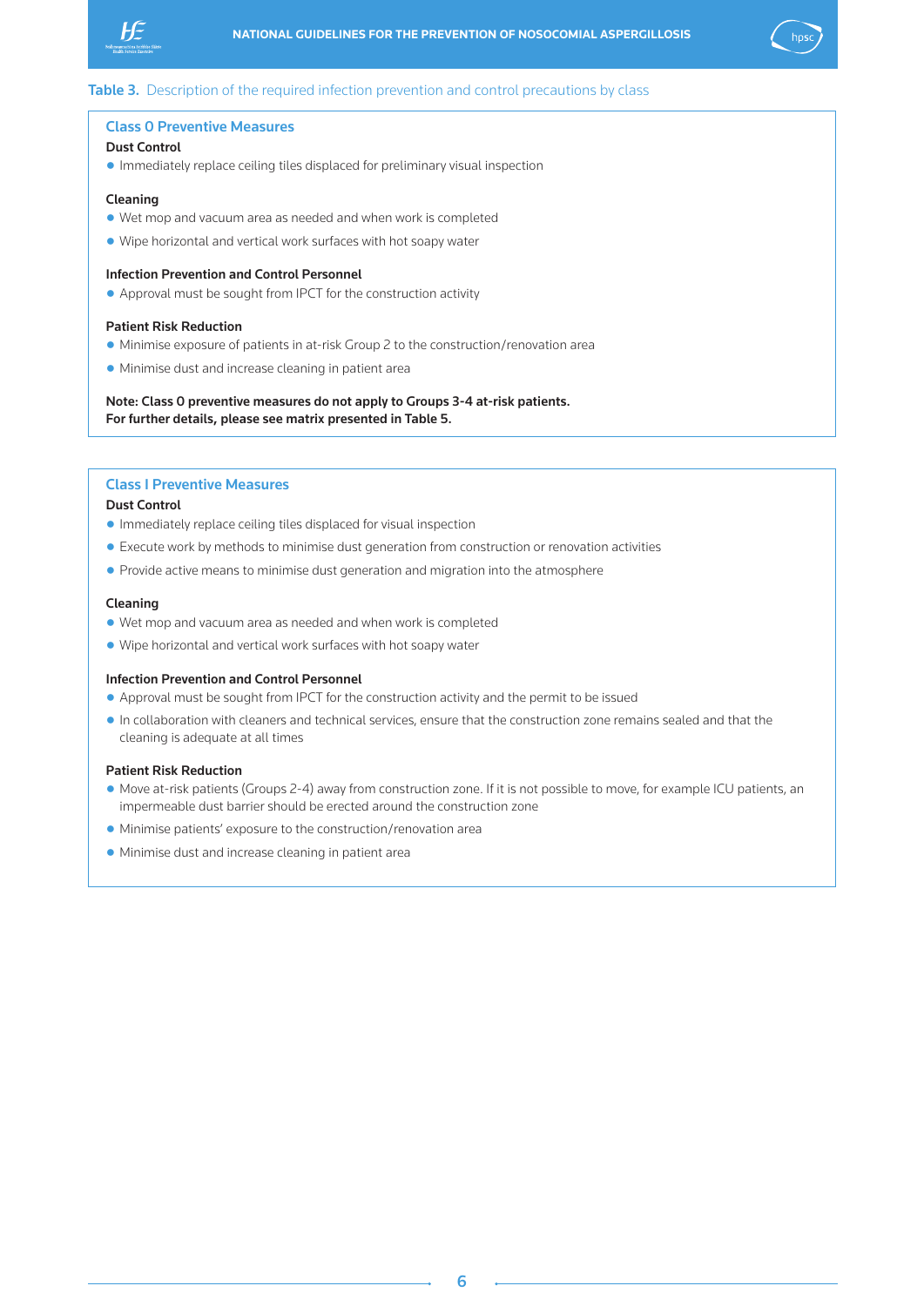**Table 3.** Description of the required infection prevention and control precautions by class

### Class 0 Preventive Measures

**Dust Control**

- Immediately replace ceiling tiles displaced for preliminary visual inspection

**Cleaning**

- Wet mop and vacuum area as needed and when work is completed
- Wipe horizontal and vertical work surfaces with hot soapy water

**Infection Prevention and Control Personnel**

- Approval must be sought from IPCT for the construction activity

**Patient Risk Reduction**

- Minimise exposure of patients in at-risk Group 2 to the construction/renovation area
- Minimise dust and increase cleaning in patient area

**Note: Class 0 preventive measures do not apply to Groups 3-4 at-risk patients. For further details, please see matrix presented in Table 5.**

### Class I Preventive Measures

**Dust Control**

- Immediately replace ceiling tiles displaced for visual inspection
- Execute work by methods to minimise dust generation from construction or renovation activities
- Provide active means to minimise dust generation and migration into the atmosphere

**Cleaning**

- Wet mop and vacuum area as needed and when work is completed
- Wipe horizontal and vertical work surfaces with hot soapy water

**Infection Prevention and Control Personnel**

- Approval must be sought from IPCT for the construction activity and the permit to be issued
- In collaboration with cleaners and technical services, ensure that the construction zone remains sealed and that the cleaning is adequate at all times

**Patient Risk Reduction**

- Move at-risk patients (Groups 2-4) away from construction zone. If it is not possible to move, for example ICU patients, an impermeable dust barrier should be erected around the construction zone
- Minimise patients' exposure to the construction/renovation area
- Minimise dust and increase cleaning in patient area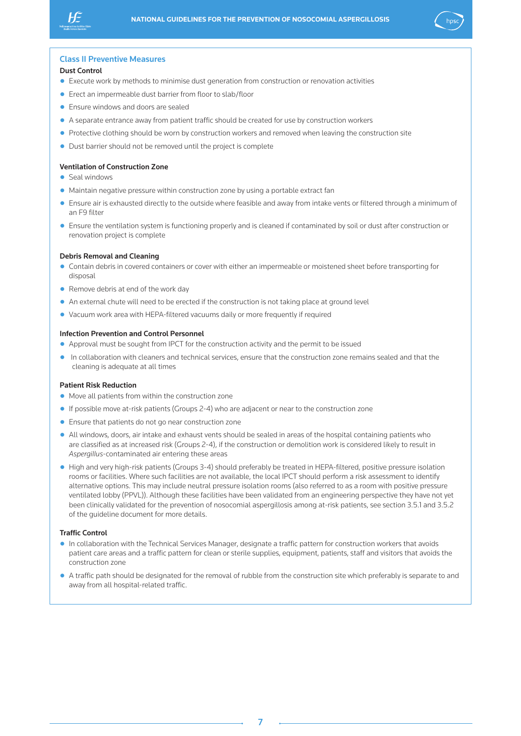## Class II Preventive Measures

**Dust Control**

- Execute work by methods to minimise dust generation from construction or renovation activities
- Erect an impermeable dust barrier from floor to slab/floor
- Ensure windows and doors are sealed
- A separate entrance away from patient traffic should be created for use by construction workers
- Protective clothing should be worn by construction workers and removed when leaving the construction site
- Dust barrier should not be removed until the project is complete

**Ventilation of Construction Zone**

- Seal windows
- Maintain negative pressure within construction zone by using a portable extract fan
- Ensure air is exhausted directly to the outside where feasible and away from intake vents or filtered through a minimum of an F9 filter
- Ensure the ventilation system is functioning properly and is cleaned if contaminated by soil or dust after construction or renovation project is complete

**Debris Removal and Cleaning**

- Contain debris in covered containers or cover with either an impermeable or moistened sheet before transporting for disposal
- Remove debris at end of the work day
- An external chute will need to be erected if the construction is not taking place at ground level
- Vacuum work area with HEPA-filtered vacuums daily or more frequently if required

**Infection Prevention and Control Personnel**

- Approval must be sought from IPCT for the construction activity and the permit to be issued
- In collaboration with cleaners and technical services, ensure that the construction zone remains sealed and that the cleaning is adequate at all times

**Patient Risk Reduction**

- Move all patients from within the construction zone
- If possible move at-risk patients (Groups 2-4) who are adjacent or near to the construction zone
- Ensure that patients do not go near construction zone
- All windows, doors, air intake and exhaust vents should be sealed in areas of the hospital containing patients who are classified as at increased risk (Groups 2-4), if the construction or demolition work is considered likely to result in *Aspergillus*-contaminated air entering these areas
- High and very high-risk patients (Groups 3-4) should preferably be treated in HEPA-filtered, positive pressure isolation rooms or facilities. Where such facilities are not available, the local IPCT should perform a risk assessment to identify alternative options. This may include neutral pressure isolation rooms (also referred to as a room with positive pressure ventilated lobby (PPVL)). Although these facilities have been validated from an engineering perspective they have not yet been clinically validated for the prevention of nosocomial aspergillosis among at-risk patients, see section 3.5.1 and 3.5.2 of the guideline document for more details.

**Traffic Control**

- In collaboration with the Technical Services Manager, designate a traffic pattern for construction workers that avoids patient care areas and a traffic pattern for clean or sterile supplies, equipment, patients, staff and visitors that avoids the construction zone
- A traffic path should be designated for the removal of rubble from the construction site which preferably is separate to and away from all hospital-related traffic.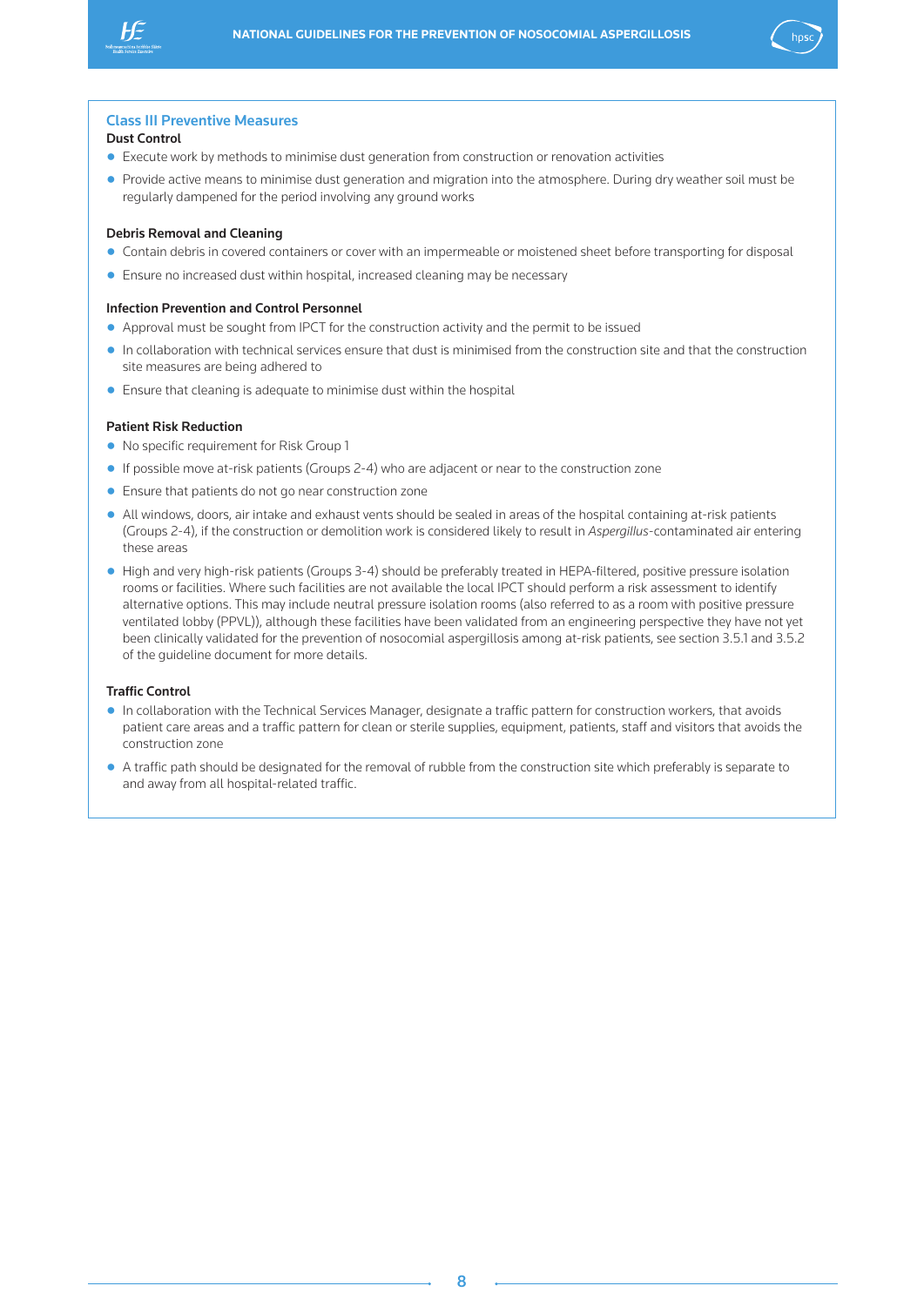## Class III Preventive Measures

**Dust Control**

- Execute work by methods to minimise dust generation from construction or renovation activities
- Provide active means to minimise dust generation and migration into the atmosphere. During dry weather soil must be regularly dampened for the period involving any ground works

**Debris Removal and Cleaning**

- Contain debris in covered containers or cover with an impermeable or moistened sheet before transporting for disposal
- Ensure no increased dust within hospital, increased cleaning may be necessary

**Infection Prevention and Control Personnel**

- Approval must be sought from IPCT for the construction activity and the permit to be issued
- In collaboration with technical services ensure that dust is minimised from the construction site and that the construction site measures are being adhered to
- Ensure that cleaning is adequate to minimise dust within the hospital

**Patient Risk Reduction**

- No specific requirement for Risk Group 1
- If possible move at-risk patients (Groups 2-4) who are adjacent or near to the construction zone
- Ensure that patients do not go near construction zone
- All windows, doors, air intake and exhaust vents should be sealed in areas of the hospital containing at-risk patients (Groups 2-4), if the construction or demolition work is considered likely to result in *Aspergillus*-contaminated air entering these areas
- High and very high-risk patients (Groups 3-4) should be preferably treated in HEPA-filtered, positive pressure isolation rooms or facilities. Where such facilities are not available the local IPCT should perform a risk assessment to identify alternative options. This may include neutral pressure isolation rooms (also referred to as a room with positive pressure ventilated lobby (PPVL)), although these facilities have been validated from an engineering perspective they have not yet been clinically validated for the prevention of nosocomial aspergillosis among at-risk patients, see section 3.5.1 and 3.5.2 of the guideline document for more details.

**Traffic Control**

- In collaboration with the Technical Services Manager, designate a traffic pattern for construction workers, that avoids patient care areas and a traffic pattern for clean or sterile supplies, equipment, patients, staff and visitors that avoids the construction zone
- A traffic path should be designated for the removal of rubble from the construction site which preferably is separate to and away from all hospital-related traffic.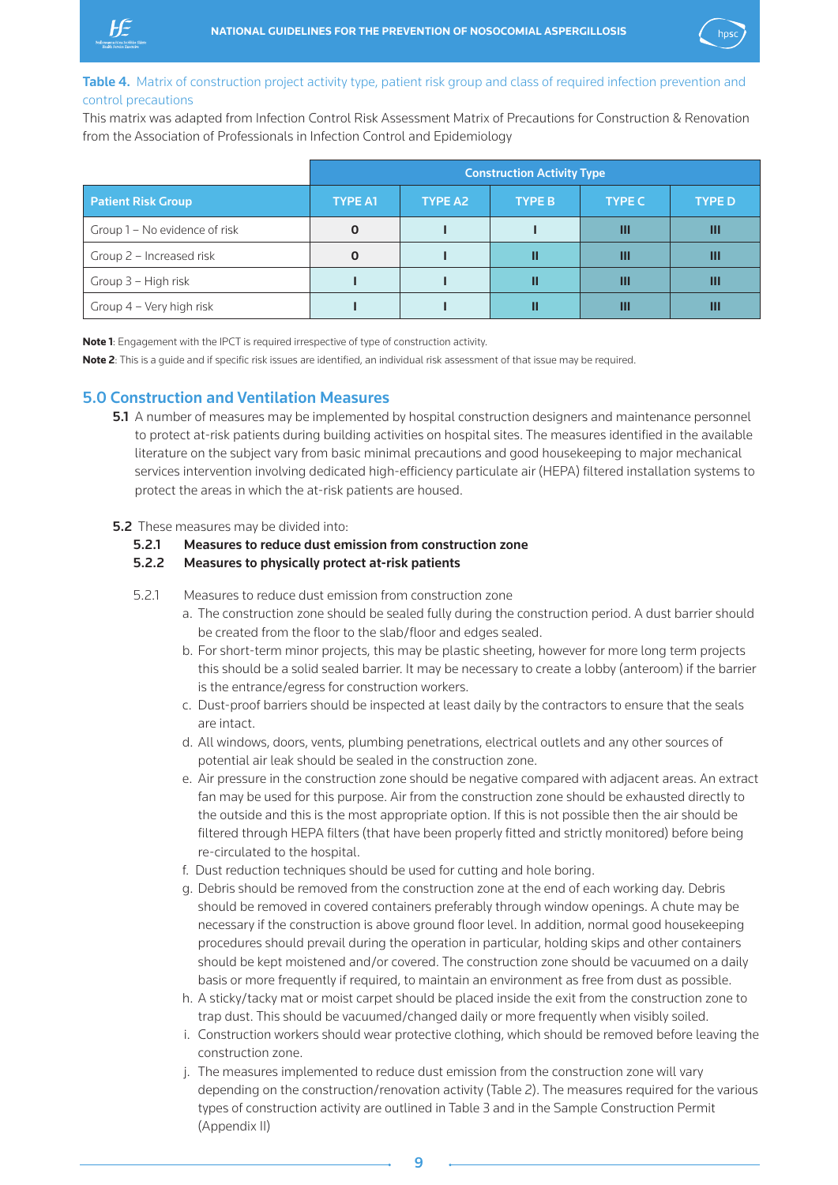**Table 4.** Matrix of construction project activity type, patient risk group and class of required infection prevention and control precautions

This matrix was adapted from Infection Control Risk Assessment Matrix of Precautions for Construction & Renovation from the Association of Professionals in Infection Control and Epidemiology

| | Construction Activity Type | | | | |
|---|---|---|---|---|---|
| **Patient Risk Group** | **TYPE A1** | **TYPE A2** | **TYPE B** | **TYPE C** | **TYPE D** |
| Group 1 – No evidence of risk | 0 | I | I | III | III |
| Group 2 – Increased risk | 0 | I | II | III | III |
| Group 3 – High risk | I | I | II | III | III |
| Group 4 – Very high risk | I | I | II | III | III |

**Note 1**: Engagement with the IPCT is required irrespective of type of construction activity.

**Note 2**: This is a guide and if specific risk issues are identified, an individual risk assessment of that issue may be required.

## 5.0 Construction and Ventilation Measures

**5.1** A number of measures may be implemented by hospital construction designers and maintenance personnel to protect at-risk patients during building activities on hospital sites. The measures identified in the available literature on the subject vary from basic minimal precautions and good housekeeping to major mechanical services intervention involving dedicated high-efficiency particulate air (HEPA) filtered installation systems to protect the areas in which the at-risk patients are housed.

**5.2** These measures may be divided into:

**5.2.1 Measures to reduce dust emission from construction zone**

**5.2.2 Measures to physically protect at-risk patients**

5.2.1 Measures to reduce dust emission from construction zone

a. The construction zone should be sealed fully during the construction period. A dust barrier should be created from the floor to the slab/floor and edges sealed.

b. For short-term minor projects, this may be plastic sheeting, however for more long term projects this should be a solid sealed barrier. It may be necessary to create a lobby (anteroom) if the barrier is the entrance/egress for construction workers.

c. Dust-proof barriers should be inspected at least daily by the contractors to ensure that the seals are intact.

d. All windows, doors, vents, plumbing penetrations, electrical outlets and any other sources of potential air leak should be sealed in the construction zone.

e. Air pressure in the construction zone should be negative compared with adjacent areas. An extract fan may be used for this purpose. Air from the construction zone should be exhausted directly to the outside and this is the most appropriate option. If this is not possible then the air should be filtered through HEPA filters (that have been properly fitted and strictly monitored) before being re-circulated to the hospital.

f. Dust reduction techniques should be used for cutting and hole boring.

g. Debris should be removed from the construction zone at the end of each working day. Debris should be removed in covered containers preferably through window openings. A chute may be necessary if the construction is above ground floor level. In addition, normal good housekeeping procedures should prevail during the operation in particular, holding skips and other containers should be kept moistened and/or covered. The construction zone should be vacuumed on a daily basis or more frequently if required, to maintain an environment as free from dust as possible.

h. A sticky/tacky mat or moist carpet should be placed inside the exit from the construction zone to trap dust. This should be vacuumed/changed daily or more frequently when visibly soiled.

i. Construction workers should wear protective clothing, which should be removed before leaving the construction zone.

j. The measures implemented to reduce dust emission from the construction zone will vary depending on the construction/renovation activity (Table 2). The measures required for the various types of construction activity are outlined in Table 3 and in the Sample Construction Permit (Appendix II)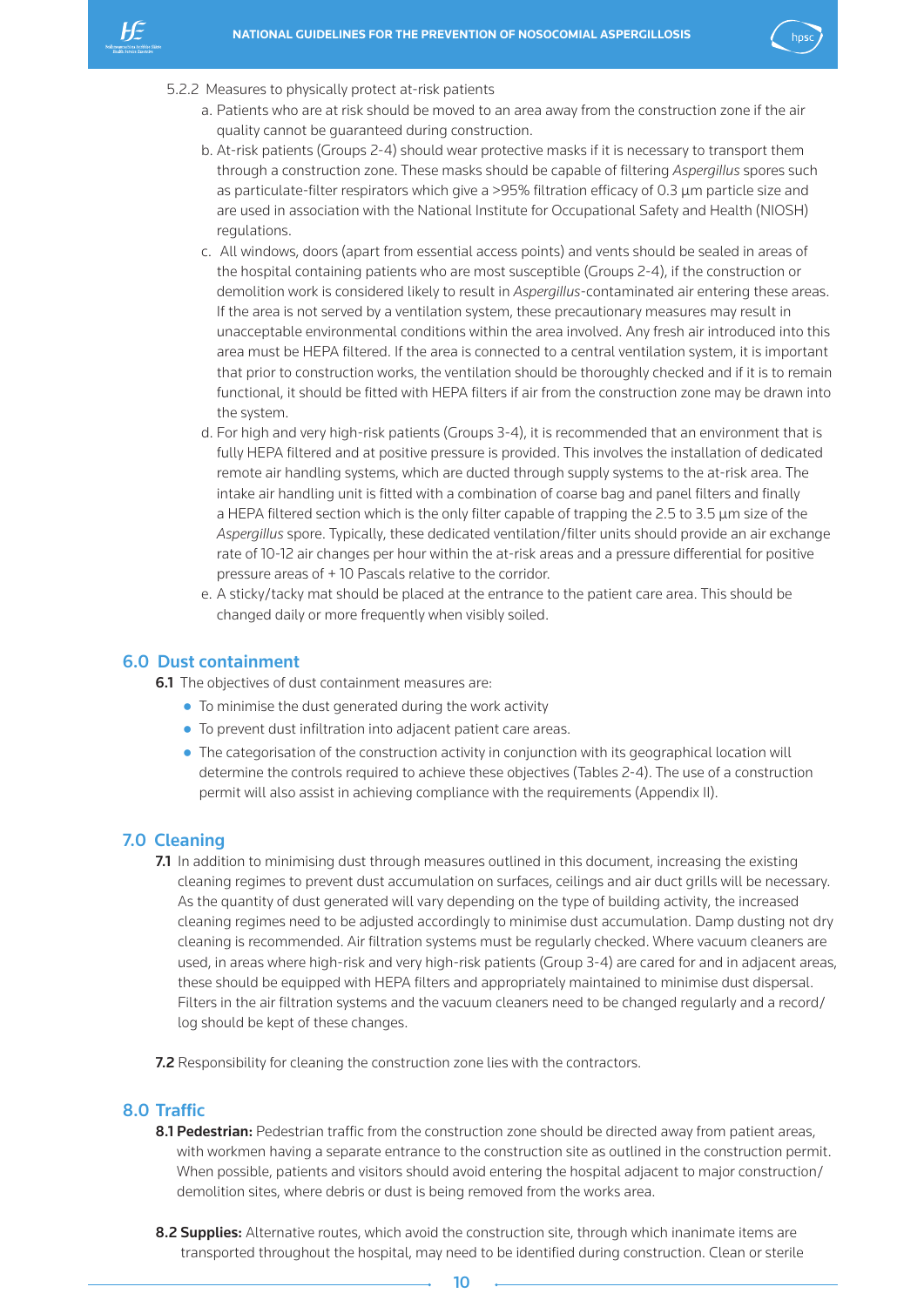5.2.2 Measures to physically protect at-risk patients

a. Patients who are at risk should be moved to an area away from the construction zone if the air quality cannot be guaranteed during construction.

b. At-risk patients (Groups 2-4) should wear protective masks if it is necessary to transport them through a construction zone. These masks should be capable of filtering *Aspergillus* spores such as particulate-filter respirators which give a >95% filtration efficacy of 0.3 µm particle size and are used in association with the National Institute for Occupational Safety and Health (NIOSH) regulations.

c. All windows, doors (apart from essential access points) and vents should be sealed in areas of the hospital containing patients who are most susceptible (Groups 2-4), if the construction or demolition work is considered likely to result in *Aspergillus*-contaminated air entering these areas. If the area is not served by a ventilation system, these precautionary measures may result in unacceptable environmental conditions within the area involved. Any fresh air introduced into this area must be HEPA filtered. If the area is connected to a central ventilation system, it is important that prior to construction works, the ventilation should be thoroughly checked and if it is to remain functional, it should be fitted with HEPA filters if air from the construction zone may be drawn into the system.

d. For high and very high-risk patients (Groups 3-4), it is recommended that an environment that is fully HEPA filtered and at positive pressure is provided. This involves the installation of dedicated remote air handling systems, which are ducted through supply systems to the at-risk area. The intake air handling unit is fitted with a combination of coarse bag and panel filters and finally a HEPA filtered section which is the only filter capable of trapping the 2.5 to 3.5 µm size of the *Aspergillus* spore. Typically, these dedicated ventilation/filter units should provide an air exchange rate of 10-12 air changes per hour within the at-risk areas and a pressure differential for positive pressure areas of + 10 Pascals relative to the corridor.

e. A sticky/tacky mat should be placed at the entrance to the patient care area. This should be changed daily or more frequently when visibly soiled.

## 6.0 Dust containment

**6.1** The objectives of dust containment measures are:

- To minimise the dust generated during the work activity
- To prevent dust infiltration into adjacent patient care areas.
- The categorisation of the construction activity in conjunction with its geographical location will determine the controls required to achieve these objectives (Tables 2-4). The use of a construction permit will also assist in achieving compliance with the requirements (Appendix II).

## 7.0 Cleaning

**7.1** In addition to minimising dust through measures outlined in this document, increasing the existing cleaning regimes to prevent dust accumulation on surfaces, ceilings and air duct grills will be necessary. As the quantity of dust generated will vary depending on the type of building activity, the increased cleaning regimes need to be adjusted accordingly to minimise dust accumulation. Damp dusting not dry cleaning is recommended. Air filtration systems must be regularly checked. Where vacuum cleaners are used, in areas where high-risk and very high-risk patients (Group 3-4) are cared for and in adjacent areas, these should be equipped with HEPA filters and appropriately maintained to minimise dust dispersal. Filters in the air filtration systems and the vacuum cleaners need to be changed regularly and a record/log should be kept of these changes.

**7.2** Responsibility for cleaning the construction zone lies with the contractors.

## 8.0 Traffic

**8.1 Pedestrian:** Pedestrian traffic from the construction zone should be directed away from patient areas, with workmen having a separate entrance to the construction site as outlined in the construction permit. When possible, patients and visitors should avoid entering the hospital adjacent to major construction/demolition sites, where debris or dust is being removed from the works area.

**8.2 Supplies:** Alternative routes, which avoid the construction site, through which inanimate items are transported throughout the hospital, may need to be identified during construction. Clean or sterile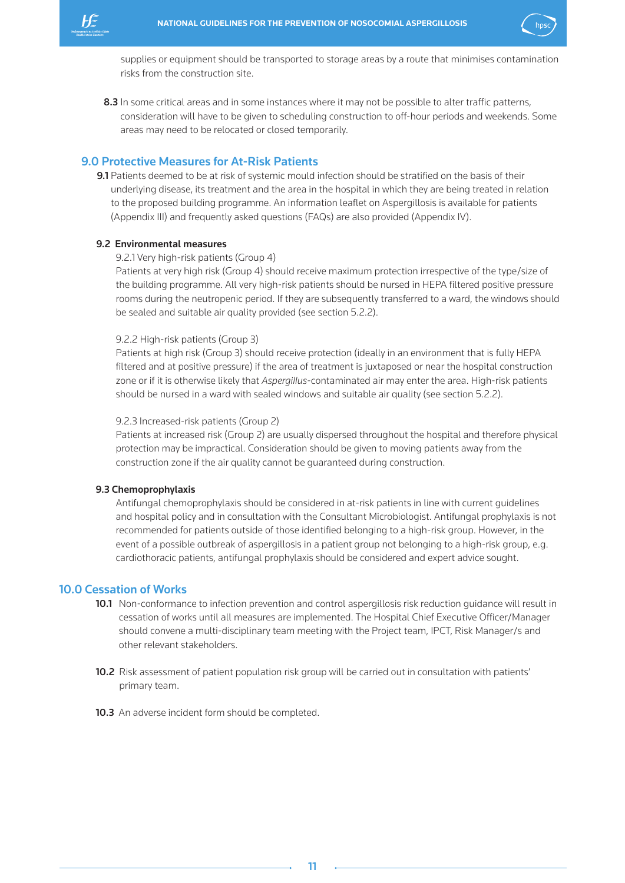supplies or equipment should be transported to storage areas by a route that minimises contamination risks from the construction site.

**8.3** In some critical areas and in some instances where it may not be possible to alter traffic patterns, consideration will have to be given to scheduling construction to off-hour periods and weekends. Some areas may need to be relocated or closed temporarily.

## 9.0 Protective Measures for At-Risk Patients

**9.1** Patients deemed to be at risk of systemic mould infection should be stratified on the basis of their underlying disease, its treatment and the area in the hospital in which they are being treated in relation to the proposed building programme. An information leaflet on Aspergillosis is available for patients (Appendix III) and frequently asked questions (FAQs) are also provided (Appendix IV).

### 9.2 Environmental measures

9.2.1 Very high-risk patients (Group 4)

Patients at very high risk (Group 4) should receive maximum protection irrespective of the type/size of the building programme. All very high-risk patients should be nursed in HEPA filtered positive pressure rooms during the neutropenic period. If they are subsequently transferred to a ward, the windows should be sealed and suitable air quality provided (see section 5.2.2).

9.2.2 High-risk patients (Group 3)

Patients at high risk (Group 3) should receive protection (ideally in an environment that is fully HEPA filtered and at positive pressure) if the area of treatment is juxtaposed or near the hospital construction zone or if it is otherwise likely that *Aspergillus*-contaminated air may enter the area. High-risk patients should be nursed in a ward with sealed windows and suitable air quality (see section 5.2.2).

9.2.3 Increased-risk patients (Group 2)

Patients at increased risk (Group 2) are usually dispersed throughout the hospital and therefore physical protection may be impractical. Consideration should be given to moving patients away from the construction zone if the air quality cannot be guaranteed during construction.

### 9.3 Chemoprophylaxis

Antifungal chemoprophylaxis should be considered in at-risk patients in line with current guidelines and hospital policy and in consultation with the Consultant Microbiologist. Antifungal prophylaxis is not recommended for patients outside of those identified belonging to a high-risk group. However, in the event of a possible outbreak of aspergillosis in a patient group not belonging to a high-risk group, e.g. cardiothoracic patients, antifungal prophylaxis should be considered and expert advice sought.

## 10.0 Cessation of Works

**10.1** Non-conformance to infection prevention and control aspergillosis risk reduction guidance will result in cessation of works until all measures are implemented. The Hospital Chief Executive Officer/Manager should convene a multi-disciplinary team meeting with the Project team, IPCT, Risk Manager/s and other relevant stakeholders.

**10.2** Risk assessment of patient population risk group will be carried out in consultation with patients' primary team.

**10.3** An adverse incident form should be completed.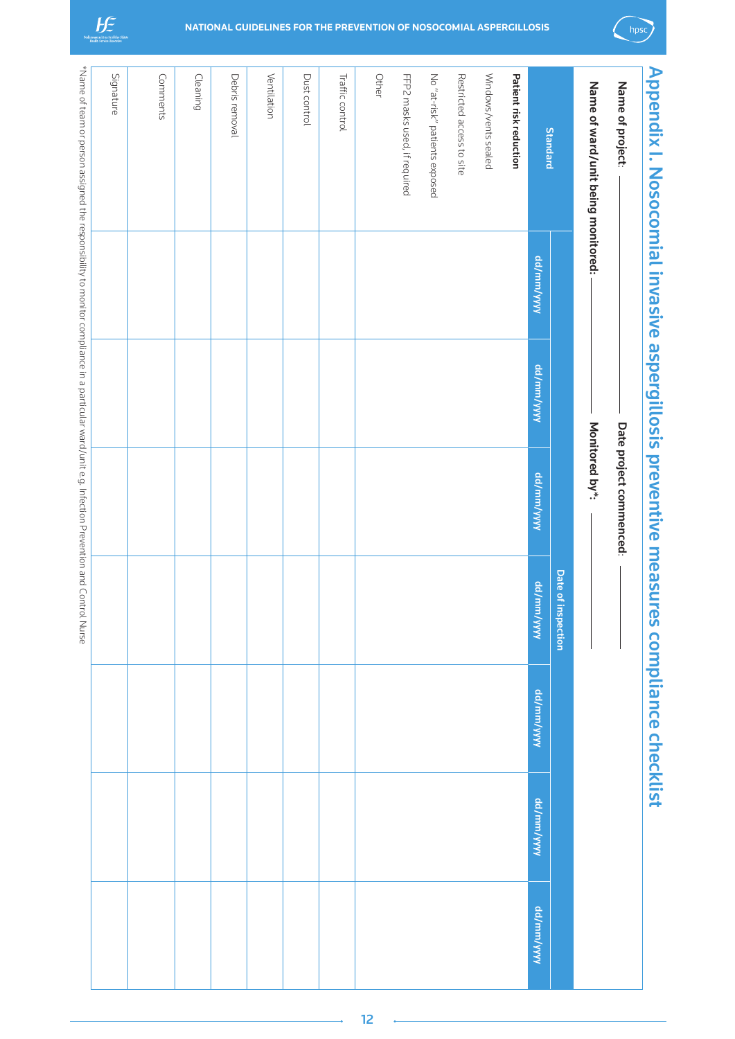# Appendix I. Nosocomial invasive aspergillosis preventive measures compliance checklist

**Name of project**: ____________ **Date project commenced**: ____________

**Name of ward/unit being monitored**: ____________ **Monitored by***: ____________

| Standard | Date of inspection | | | | | | |
|---|---|---|---|---|---|---|---|
| | dd/mm/yyyy | dd/mm/yyyy | dd/mm/yyyy | dd/mm/yyyy | dd/mm/yyyy | dd/mm/yyyy | dd/mm/yyyy |
| **Patient risk reduction**<br>Windows/vents sealed<br>Restricted access to site<br>No "at-risk" patients exposed<br>FFP2 masks used, if required<br>Other | | | | | | | |
| Traffic control | | | | | | | |
| Dust control | | | | | | | |
| Ventilation | | | | | | | |
| Debris removal | | | | | | | |
| Cleaning | | | | | | | |
| Comments | | | | | | | |
| Signature | | | | | | | |

*Name of team or person assigned the responsibility to monitor compliance in a particular ward/unit e.g. Infection Prevention and Control Nurse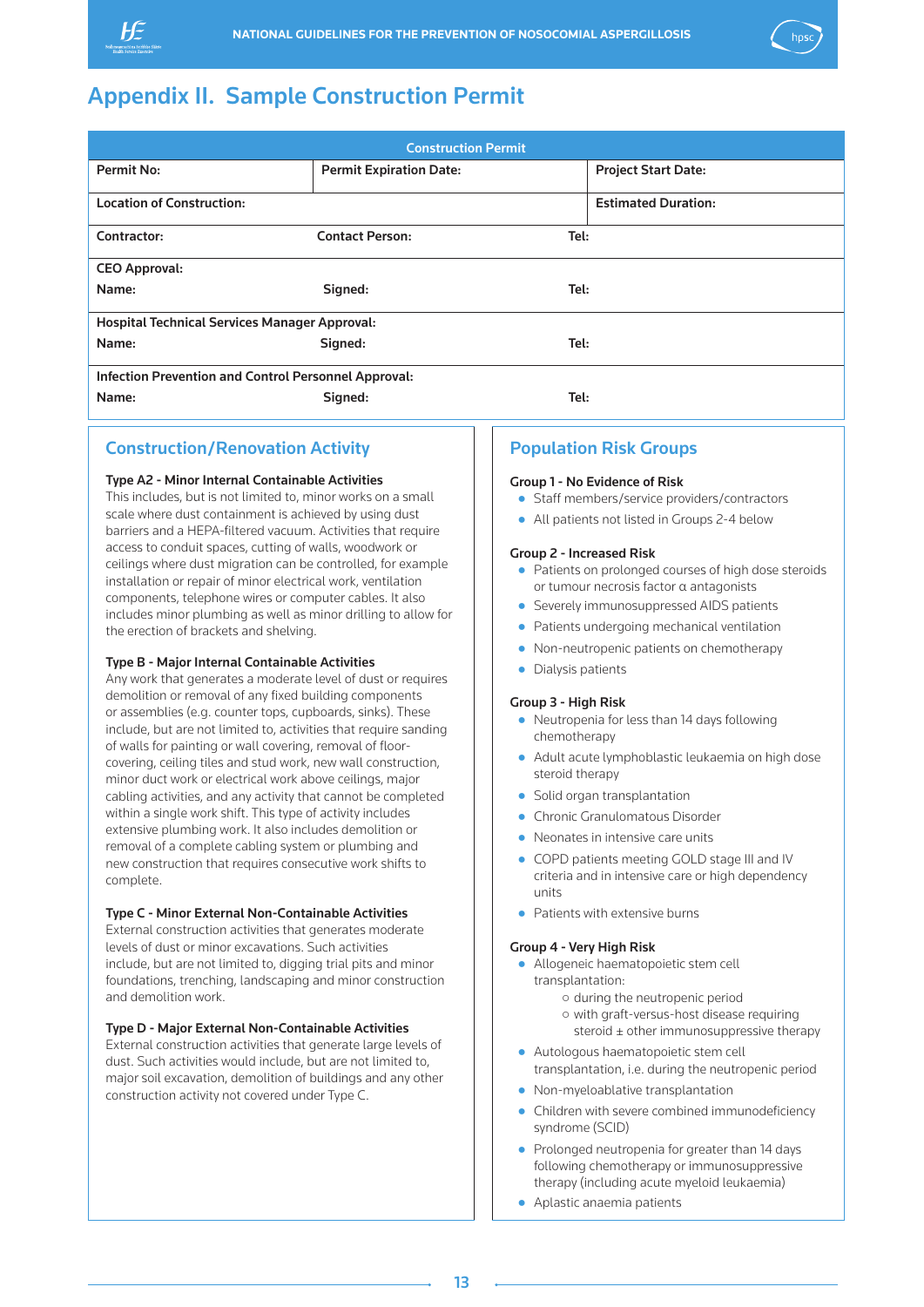## Appendix II. Sample Construction Permit

| Construction Permit | | |
|---|---|---|
| **Permit No:** | **Permit Expiration Date:** | **Project Start Date:** |
| **Location of Construction:** | | **Estimated Duration:** |
| **Contractor:** | **Contact Person:** | **Tel:** |
| **CEO Approval:** | | |
| **Name:** | **Signed:** | **Tel:** |
| **Hospital Technical Services Manager Approval:** | | |
| **Name:** | **Signed:** | **Tel:** |
| **Infection Prevention and Control Personnel Approval:** | | |
| **Name:** | **Signed:** | **Tel:** |

### Construction/Renovation Activity

**Type A2 - Minor Internal Containable Activities**
This includes, but is not limited to, minor works on a small scale where dust containment is achieved by using dust barriers and a HEPA-filtered vacuum. Activities that require access to conduit spaces, cutting of walls, woodwork or ceilings where dust migration can be controlled, for example installation or repair of minor electrical work, ventilation components, telephone wires or computer cables. It also includes minor plumbing as well as minor drilling to allow for the erection of brackets and shelving.

**Type B - Major Internal Containable Activities**
Any work that generates a moderate level of dust or requires demolition or removal of any fixed building components or assemblies (e.g. counter tops, cupboards, sinks). These include, but are not limited to, activities that require sanding of walls for painting or wall covering, removal of floor-covering, ceiling tiles and stud work, new wall construction, minor duct work or electrical work above ceilings, major cabling activities, and any activity that cannot be completed within a single work shift. This type of activity includes extensive plumbing work. It also includes demolition or removal of a complete cabling system or plumbing and new construction that requires consecutive work shifts to complete.

**Type C - Minor External Non-Containable Activities**
External construction activities that generates moderate levels of dust or minor excavations. Such activities include, but are not limited to, digging trial pits and minor foundations, trenching, landscaping and minor construction and demolition work.

**Type D - Major External Non-Containable Activities**
External construction activities that generate large levels of dust. Such activities would include, but are not limited to, major soil excavation, demolition of buildings and any other construction activity not covered under Type C.

### Population Risk Groups

**Group 1 - No Evidence of Risk**
- Staff members/service providers/contractors
- All patients not listed in Groups 2-4 below

**Group 2 - Increased Risk**
- Patients on prolonged courses of high dose steroids or tumour necrosis factor α antagonists
- Severely immunosuppressed AIDS patients
- Patients undergoing mechanical ventilation
- Non-neutropenic patients on chemotherapy
- Dialysis patients

**Group 3 - High Risk**
- Neutropenia for less than 14 days following chemotherapy
- Adult acute lymphoblastic leukaemia on high dose steroid therapy
- Solid organ transplantation
- Chronic Granulomatous Disorder
- Neonates in intensive care units
- COPD patients meeting GOLD stage III and IV criteria and in intensive care or high dependency units
- Patients with extensive burns

**Group 4 - Very High Risk**
- Allogeneic haematopoietic stem cell transplantation:
  - during the neutropenic period
  - with graft-versus-host disease requiring steroid ± other immunosuppressive therapy
- Autologous haematopoietic stem cell transplantation, i.e. during the neutropenic period
- Non-myeloablative transplantation
- Children with severe combined immunodeficiency syndrome (SCID)
- Prolonged neutropenia for greater than 14 days following chemotherapy or immunosuppressive therapy (including acute myeloid leukaemia)
- Aplastic anaemia patients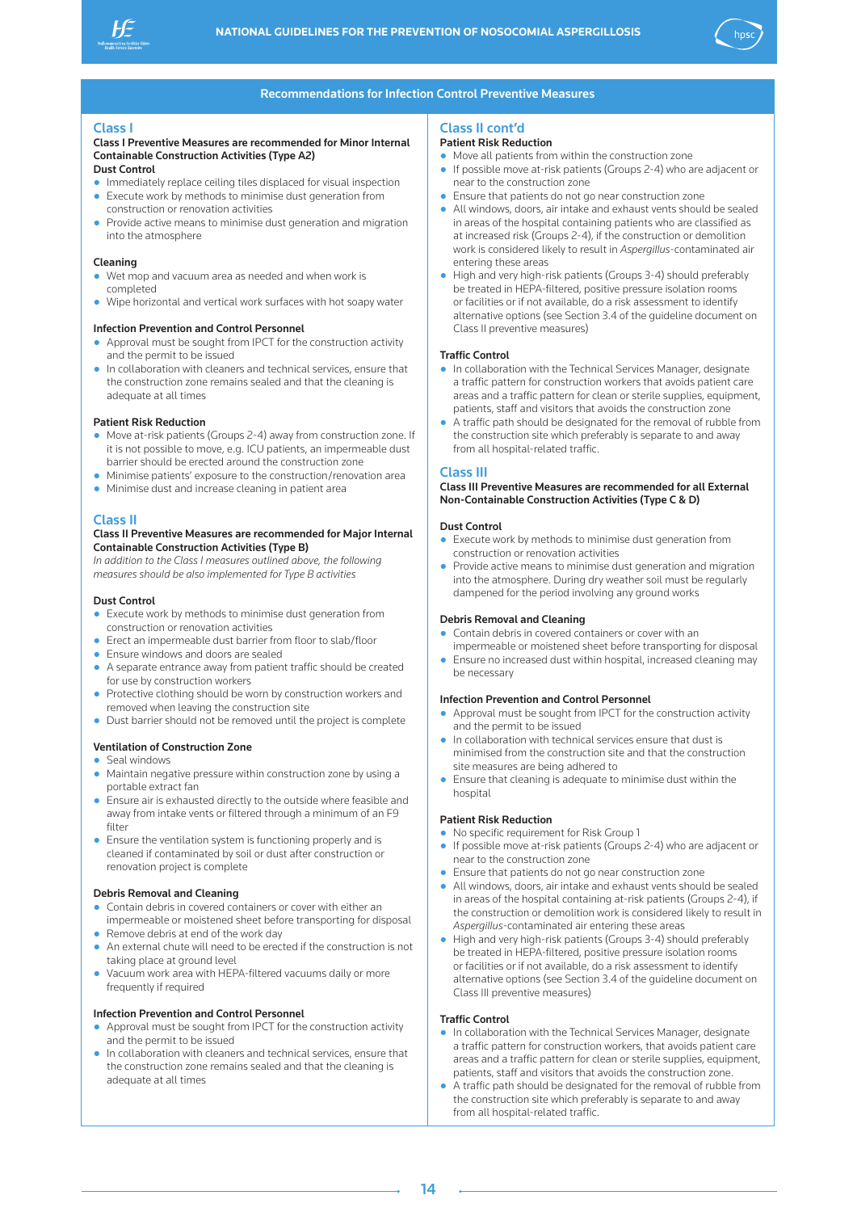## Recommendations for Infection Control Preventive Measures

### Class I

**Class I Preventive Measures are recommended for Minor Internal Containable Construction Activities (Type A2)**

**Dust Control**

- Immediately replace ceiling tiles displaced for visual inspection
- Execute work by methods to minimise dust generation from construction or renovation activities
- Provide active means to minimise dust generation and migration into the atmosphere

**Cleaning**

- Wet mop and vacuum area as needed and when work is completed
- Wipe horizontal and vertical work surfaces with hot soapy water

**Infection Prevention and Control Personnel**

- Approval must be sought from IPCT for the construction activity and the permit to be issued
- In collaboration with cleaners and technical services, ensure that the construction zone remains sealed and that the cleaning is adequate at all times

**Patient Risk Reduction**

- Move at-risk patients (Groups 2-4) away from construction zone. If it is not possible to move, e.g. ICU patients, an impermeable dust barrier should be erected around the construction zone
- Minimise patients' exposure to the construction/renovation area
- Minimise dust and increase cleaning in patient area

### Class II

**Class II Preventive Measures are recommended for Major Internal Containable Construction Activities (Type B)**

*In addition to the Class I measures outlined above, the following measures should be also implemented for Type B activities*

**Dust Control**

- Execute work by methods to minimise dust generation from construction or renovation activities
- Erect an impermeable dust barrier from floor to slab/floor
- Ensure windows and doors are sealed
- A separate entrance away from patient traffic should be created for use by construction workers
- Protective clothing should be worn by construction workers and removed when leaving the construction site
- Dust barrier should not be removed until the project is complete

**Ventilation of Construction Zone**

- Seal windows
- Maintain negative pressure within construction zone by using a portable extract fan
- Ensure air is exhausted directly to the outside where feasible and away from intake vents or filtered through a minimum of an F9 filter
- Ensure the ventilation system is functioning properly and is cleaned if contaminated by soil or dust after construction or renovation project is complete

**Debris Removal and Cleaning**

- Contain debris in covered containers or cover with either an impermeable or moistened sheet before transporting for disposal
- Remove debris at end of the work day
- An external chute will need to be erected if the construction is not taking place at ground level
- Vacuum work area with HEPA-filtered vacuums daily or more frequently if required

**Infection Prevention and Control Personnel**

- Approval must be sought from IPCT for the construction activity and the permit to be issued
- In collaboration with cleaners and technical services, ensure that the construction zone remains sealed and that the cleaning is adequate at all times

### Class II cont'd

**Patient Risk Reduction**

- Move all patients from within the construction zone
- If possible move at-risk patients (Groups 2-4) who are adjacent or near to the construction zone
- Ensure that patients do not go near construction zone
- All windows, doors, air intake and exhaust vents should be sealed in areas of the hospital containing patients who are classified as at increased risk (Groups 2-4), if the construction or demolition work is considered likely to result in *Aspergillus*-contaminated air entering these areas
- High and very high-risk patients (Groups 3-4) should preferably be treated in HEPA-filtered, positive pressure isolation rooms or facilities or if not available, do a risk assessment to identify alternative options (see Section 3.4 of the guideline document on Class II preventive measures)

**Traffic Control**

- In collaboration with the Technical Services Manager, designate a traffic pattern for construction workers that avoids patient care areas and a traffic pattern for clean or sterile supplies, equipment, patients, staff and visitors that avoids the construction zone
- A traffic path should be designated for the removal of rubble from the construction site which preferably is separate to and away from all hospital-related traffic.

### Class III

**Class III Preventive Measures are recommended for all External Non-Containable Construction Activities (Type C & D)**

**Dust Control**

- Execute work by methods to minimise dust generation from construction or renovation activities
- Provide active means to minimise dust generation and migration into the atmosphere. During dry weather soil must be regularly dampened for the period involving any ground works

**Debris Removal and Cleaning**

- Contain debris in covered containers or cover with an impermeable or moistened sheet before transporting for disposal
- Ensure no increased dust within hospital, increased cleaning may be necessary

**Infection Prevention and Control Personnel**

- Approval must be sought from IPCT for the construction activity and the permit to be issued
- In collaboration with technical services ensure that dust is minimised from the construction site and that the construction site measures are being adhered to
- Ensure that cleaning is adequate to minimise dust within the hospital

**Patient Risk Reduction**

- No specific requirement for Risk Group 1
- If possible move at-risk patients (Groups 2-4) who are adjacent or near to the construction zone
- Ensure that patients do not go near construction zone
- All windows, doors, air intake and exhaust vents should be sealed in areas of the hospital containing at-risk patients (Groups 2-4), if the construction or demolition work is considered likely to result in *Aspergillus*-contaminated air entering these areas
- High and very high-risk patients (Groups 3-4) should preferably be treated in HEPA-filtered, positive pressure isolation rooms or facilities or if not available, do a risk assessment to identify alternative options (see Section 3.4 of the guideline document on Class III preventive measures)

**Traffic Control**

- In collaboration with the Technical Services Manager, designate a traffic pattern for construction workers, that avoids patient care areas and a traffic pattern for clean or sterile supplies, equipment, patients, staff and visitors that avoids the construction zone.
- A traffic path should be designated for the removal of rubble from the construction site which preferably is separate to and away from all hospital-related traffic.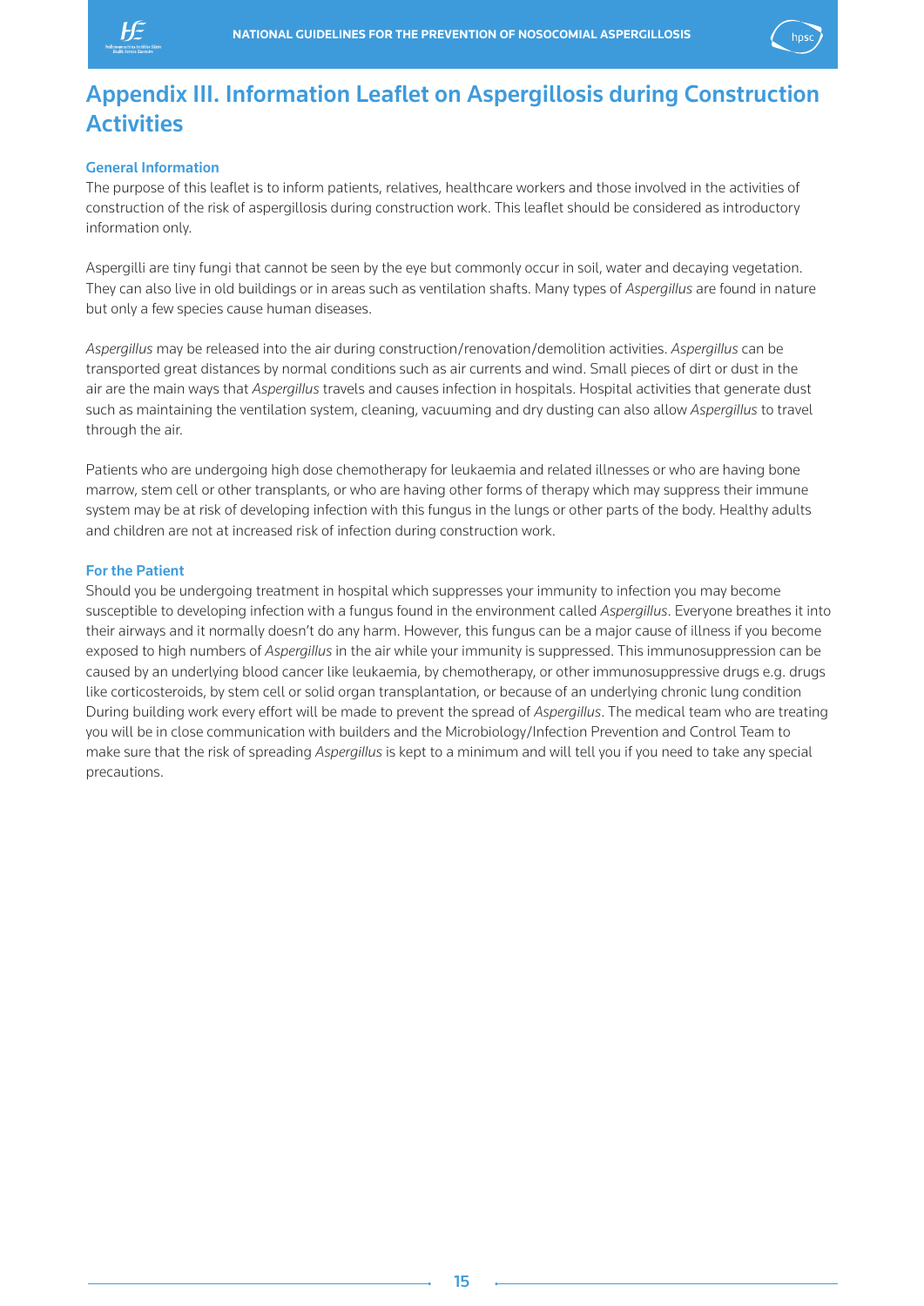## Appendix III. Information Leaflet on Aspergillosis during Construction Activities

### General Information

The purpose of this leaflet is to inform patients, relatives, healthcare workers and those involved in the activities of construction of the risk of aspergillosis during construction work. This leaflet should be considered as introductory information only.

Aspergilli are tiny fungi that cannot be seen by the eye but commonly occur in soil, water and decaying vegetation. They can also live in old buildings or in areas such as ventilation shafts. Many types of *Aspergillus* are found in nature but only a few species cause human diseases.

*Aspergillus* may be released into the air during construction/renovation/demolition activities. *Aspergillus* can be transported great distances by normal conditions such as air currents and wind. Small pieces of dirt or dust in the air are the main ways that *Aspergillus* travels and causes infection in hospitals. Hospital activities that generate dust such as maintaining the ventilation system, cleaning, vacuuming and dry dusting can also allow *Aspergillus* to travel through the air.

Patients who are undergoing high dose chemotherapy for leukaemia and related illnesses or who are having bone marrow, stem cell or other transplants, or who are having other forms of therapy which may suppress their immune system may be at risk of developing infection with this fungus in the lungs or other parts of the body. Healthy adults and children are not at increased risk of infection during construction work.

### For the Patient

Should you be undergoing treatment in hospital which suppresses your immunity to infection you may become susceptible to developing infection with a fungus found in the environment called *Aspergillus*. Everyone breathes it into their airways and it normally doesn't do any harm. However, this fungus can be a major cause of illness if you become exposed to high numbers of *Aspergillus* in the air while your immunity is suppressed. This immunosuppression can be caused by an underlying blood cancer like leukaemia, by chemotherapy, or other immunosuppressive drugs e.g. drugs like corticosteroids, by stem cell or solid organ transplantation, or because of an underlying chronic lung condition During building work every effort will be made to prevent the spread of *Aspergillus*. The medical team who are treating you will be in close communication with builders and the Microbiology/Infection Prevention and Control Team to make sure that the risk of spreading *Aspergillus* is kept to a minimum and will tell you if you need to take any special precautions.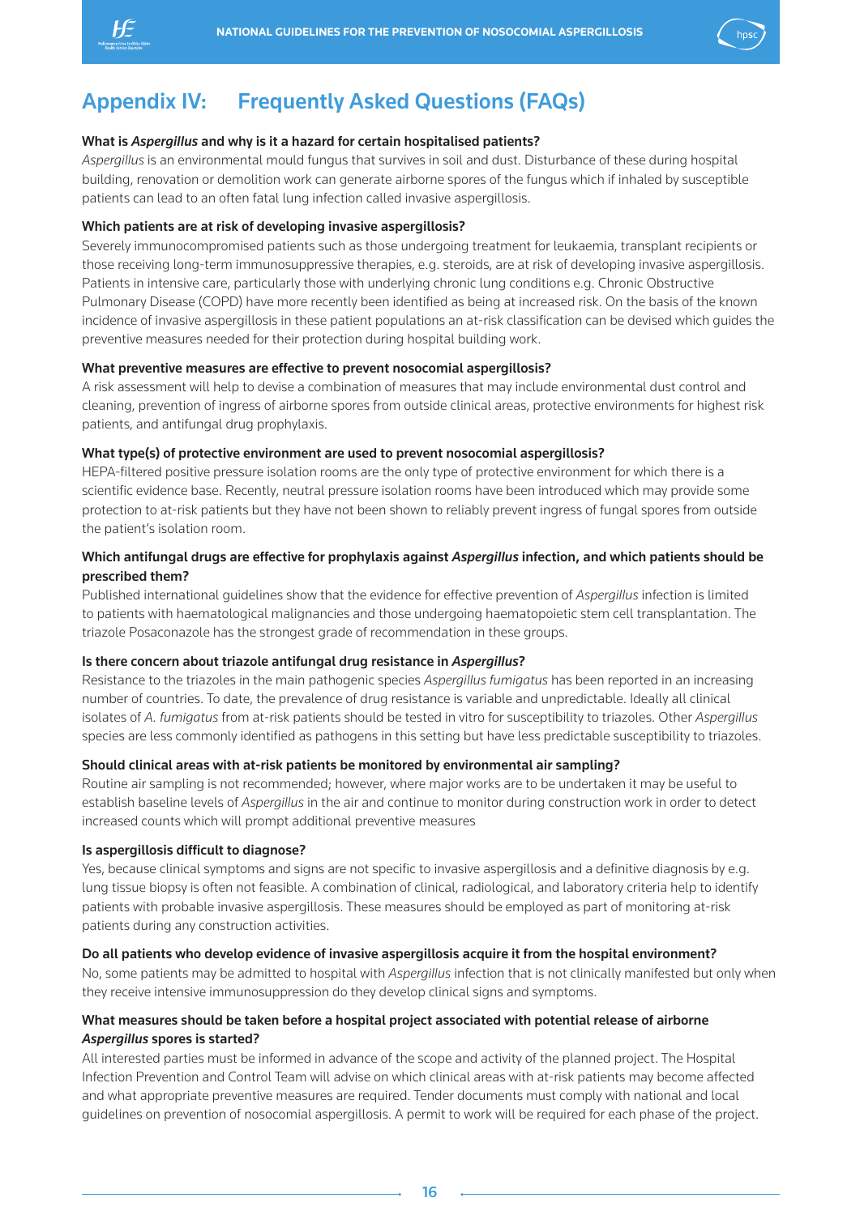# Appendix IV: Frequently Asked Questions (FAQs)

**What is *Aspergillus* and why is it a hazard for certain hospitalised patients?**

*Aspergillus* is an environmental mould fungus that survives in soil and dust. Disturbance of these during hospital building, renovation or demolition work can generate airborne spores of the fungus which if inhaled by susceptible patients can lead to an often fatal lung infection called invasive aspergillosis.

**Which patients are at risk of developing invasive aspergillosis?**

Severely immunocompromised patients such as those undergoing treatment for leukaemia, transplant recipients or those receiving long-term immunosuppressive therapies, e.g. steroids, are at risk of developing invasive aspergillosis. Patients in intensive care, particularly those with underlying chronic lung conditions e.g. Chronic Obstructive Pulmonary Disease (COPD) have more recently been identified as being at increased risk. On the basis of the known incidence of invasive aspergillosis in these patient populations an at-risk classification can be devised which guides the preventive measures needed for their protection during hospital building work.

**What preventive measures are effective to prevent nosocomial aspergillosis?**

A risk assessment will help to devise a combination of measures that may include environmental dust control and cleaning, prevention of ingress of airborne spores from outside clinical areas, protective environments for highest risk patients, and antifungal drug prophylaxis.

**What type(s) of protective environment are used to prevent nosocomial aspergillosis?**

HEPA-filtered positive pressure isolation rooms are the only type of protective environment for which there is a scientific evidence base. Recently, neutral pressure isolation rooms have been introduced which may provide some protection to at-risk patients but they have not been shown to reliably prevent ingress of fungal spores from outside the patient's isolation room.

**Which antifungal drugs are effective for prophylaxis against *Aspergillus* infection, and which patients should be prescribed them?**

Published international guidelines show that the evidence for effective prevention of *Aspergillus* infection is limited to patients with haematological malignancies and those undergoing haematopoietic stem cell transplantation. The triazole Posaconazole has the strongest grade of recommendation in these groups.

**Is there concern about triazole antifungal drug resistance in *Aspergillus*?**

Resistance to the triazoles in the main pathogenic species *Aspergillus fumigatus* has been reported in an increasing number of countries. To date, the prevalence of drug resistance is variable and unpredictable. Ideally all clinical isolates of *A. fumigatus* from at-risk patients should be tested in vitro for susceptibility to triazoles. Other *Aspergillus* species are less commonly identified as pathogens in this setting but have less predictable susceptibility to triazoles.

**Should clinical areas with at-risk patients be monitored by environmental air sampling?**

Routine air sampling is not recommended; however, where major works are to be undertaken it may be useful to establish baseline levels of *Aspergillus* in the air and continue to monitor during construction work in order to detect increased counts which will prompt additional preventive measures

**Is aspergillosis difficult to diagnose?**

Yes, because clinical symptoms and signs are not specific to invasive aspergillosis and a definitive diagnosis by e.g. lung tissue biopsy is often not feasible. A combination of clinical, radiological, and laboratory criteria help to identify patients with probable invasive aspergillosis. These measures should be employed as part of monitoring at-risk patients during any construction activities.

**Do all patients who develop evidence of invasive aspergillosis acquire it from the hospital environment?**

No, some patients may be admitted to hospital with *Aspergillus* infection that is not clinically manifested but only when they receive intensive immunosuppression do they develop clinical signs and symptoms.

**What measures should be taken before a hospital project associated with potential release of airborne *Aspergillus* spores is started?**

All interested parties must be informed in advance of the scope and activity of the planned project. The Hospital Infection Prevention and Control Team will advise on which clinical areas with at-risk patients may become affected and what appropriate preventive measures are required. Tender documents must comply with national and local guidelines on prevention of nosocomial aspergillosis. A permit to work will be required for each phase of the project.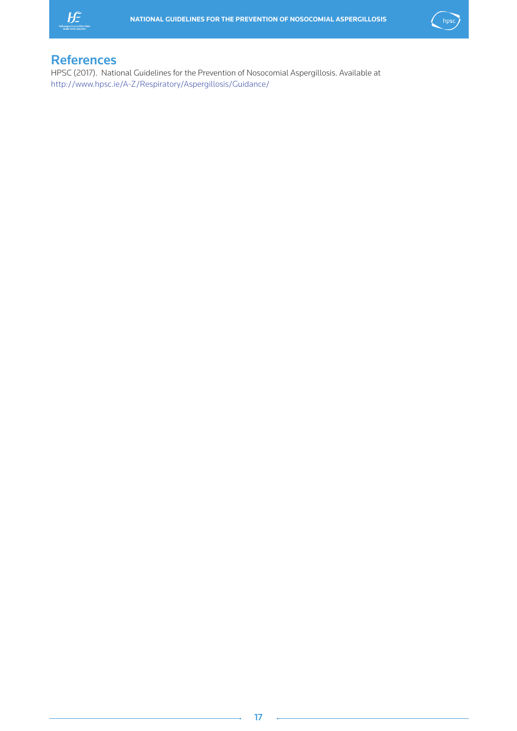## References

HPSC (2017). National Guidelines for the Prevention of Nosocomial Aspergillosis. Available at http://www.hpsc.ie/A-Z/Respiratory/Aspergillosis/Guidance/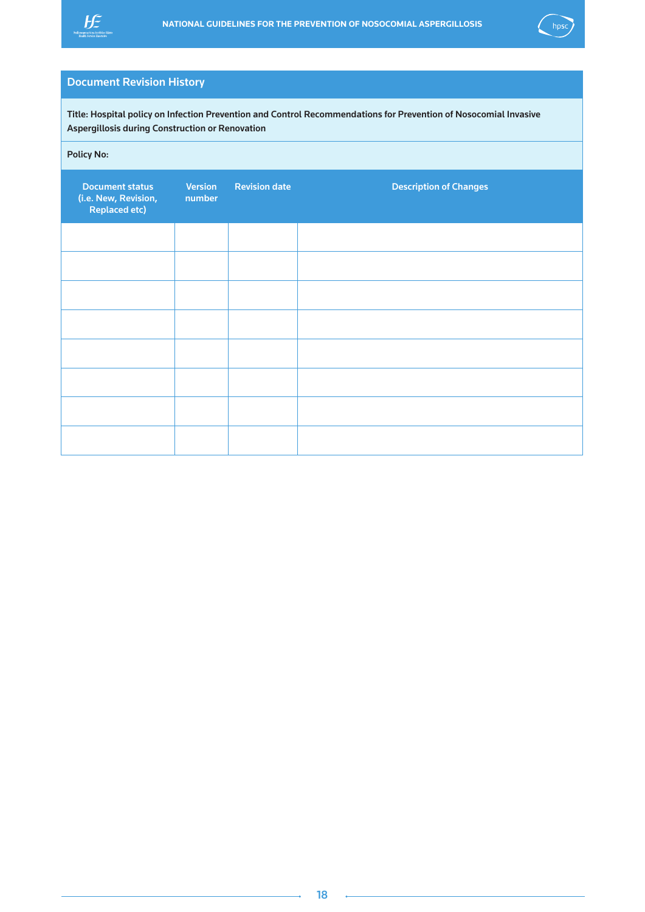## Document Revision History

**Title: Hospital policy on Infection Prevention and Control Recommendations for Prevention of Nosocomial Invasive Aspergillosis during Construction or Renovation**

**Policy No:**

| Document status (i.e. New, Revision, Replaced etc) | Version number | Revision date | Description of Changes |
|---|---|---|---|
| | | | |
| | | | |
| | | | |
| | | | |
| | | | |
| | | | |
| | | | |
| | | | |